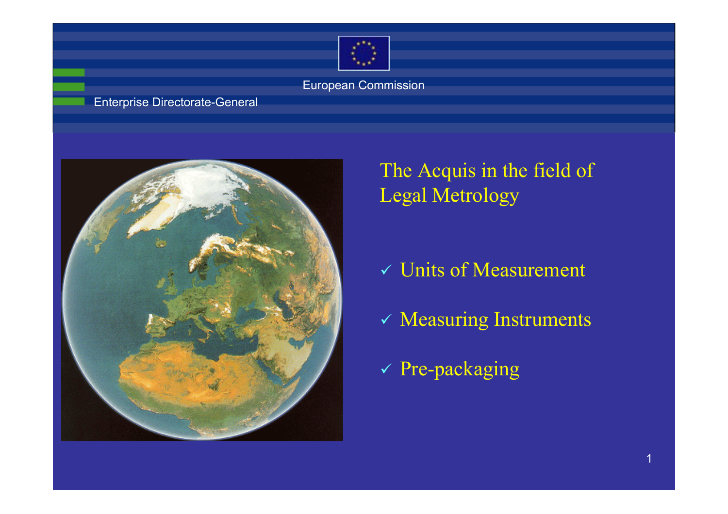European Commission

Enterprise Directorate-General

# The Acquis in the field of Legal Metrology

- ✓ Units of Measurement
- ✓ Measuring Instruments
- ✓ Pre-packaging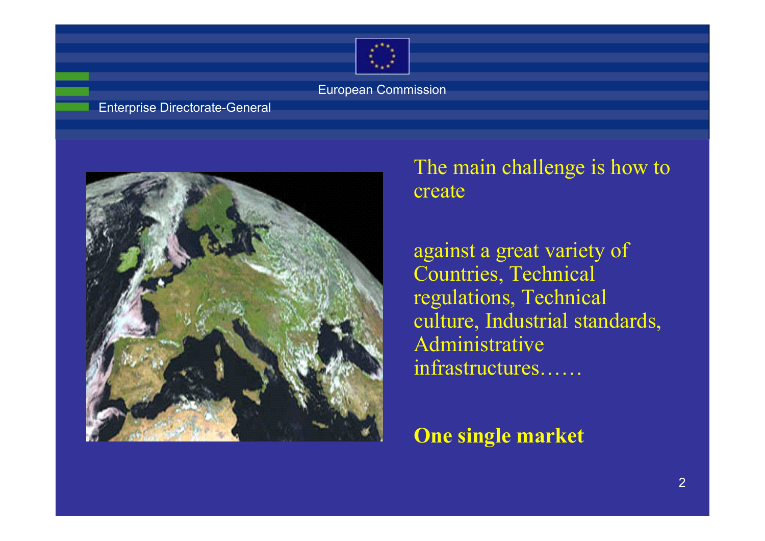The main challenge is how to create

against a great variety of Countries, Technical regulations, Technical culture, Industrial standards, Administrative infrastructures……

**One single market**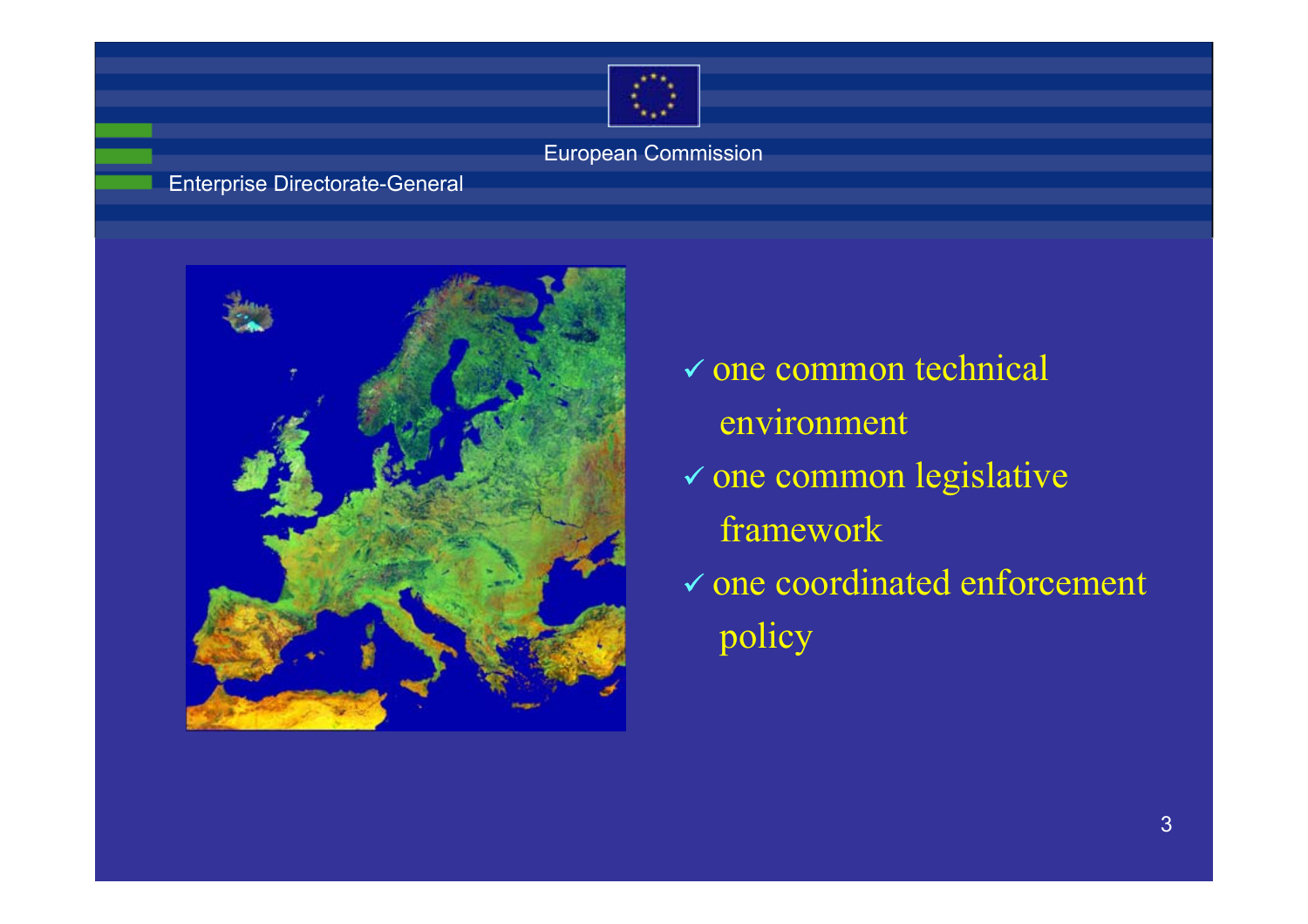- ✓ one common technical environment
- ✓ one common legislative framework
- ✓ one coordinated enforcement policy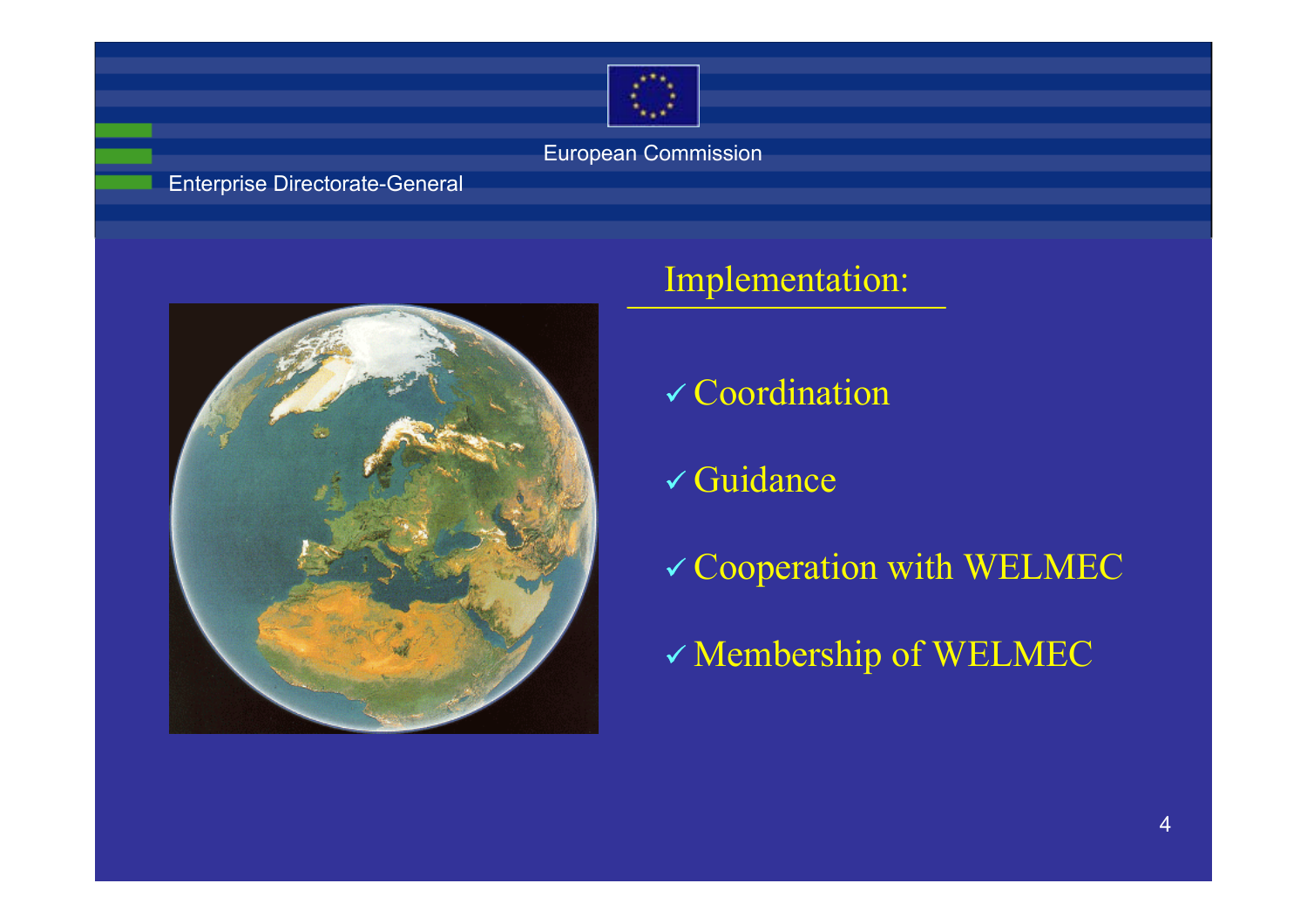European Commission

Enterprise Directorate-General

## Implementation:

- ✓ Coordination
- ✓ Guidance
- ✓ Cooperation with WELMEC
- ✓ Membership of WELMEC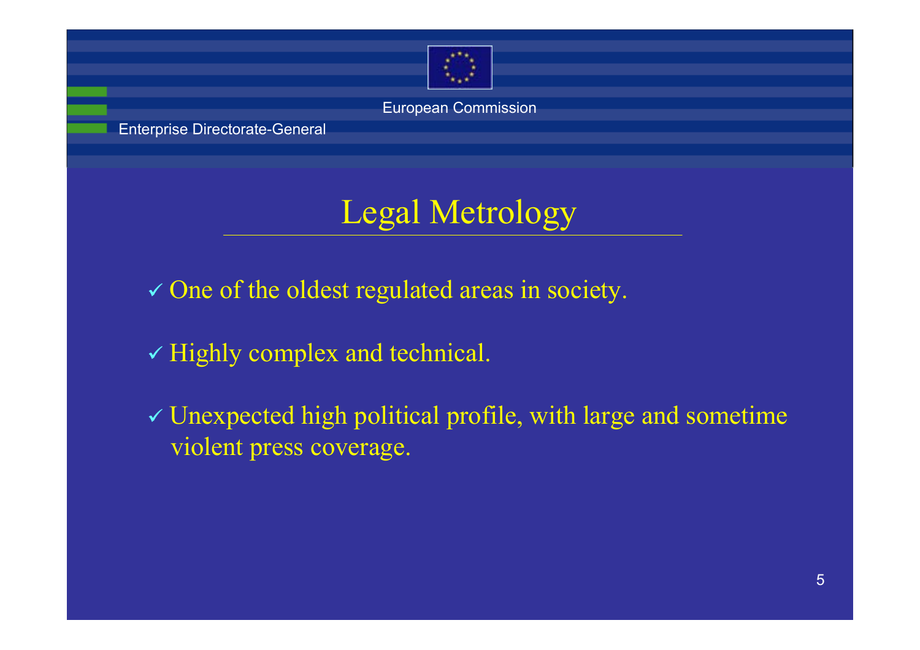# Legal Metrology

- ✓ One of the oldest regulated areas in society.
- ✓ Highly complex and technical.
- ✓ Unexpected high political profile, with large and sometime violent press coverage.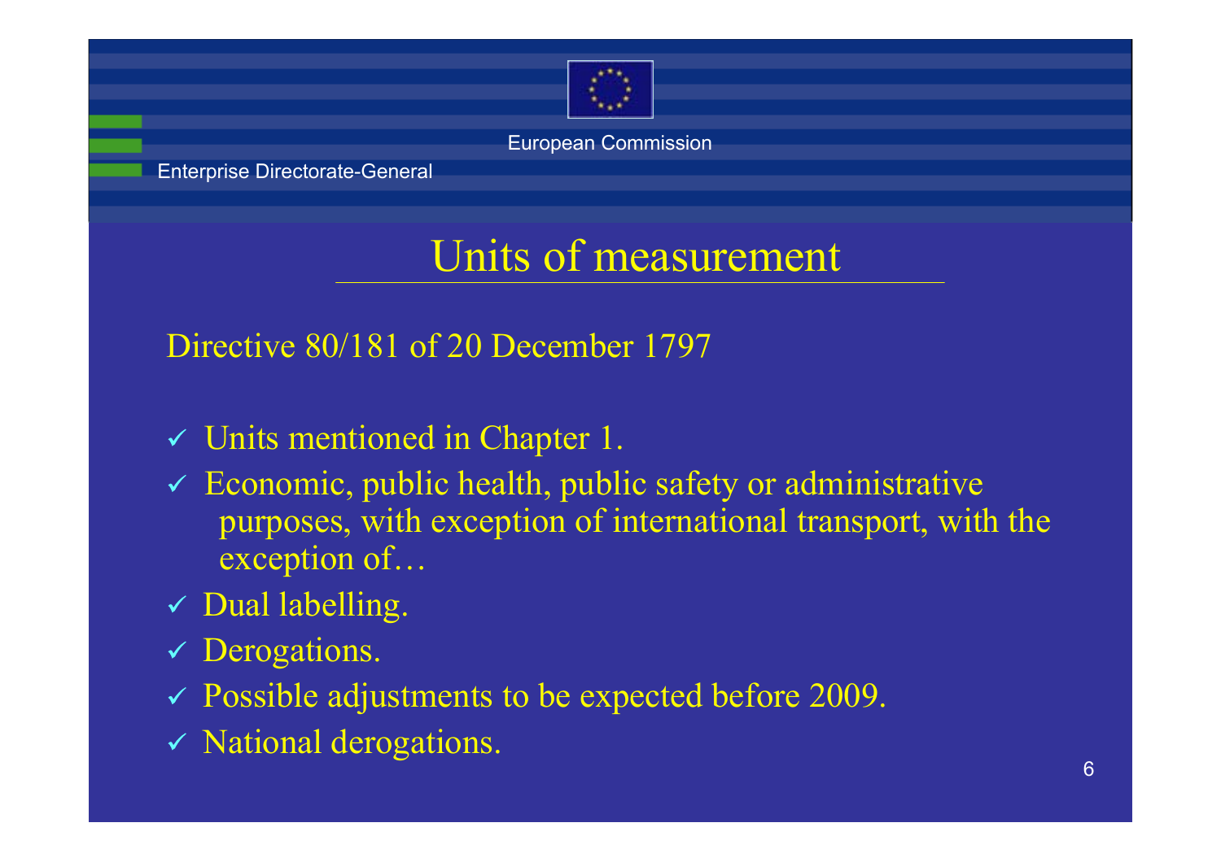# Units of measurement

Directive 80/181 of 20 December 1797

- ✓ Units mentioned in Chapter 1.
- ✓ Economic, public health, public safety or administrative purposes, with exception of international transport, with the exception of…
- ✓ Dual labelling.
- ✓ Derogations.
- ✓ Possible adjustments to be expected before 2009.
- ✓ National derogations.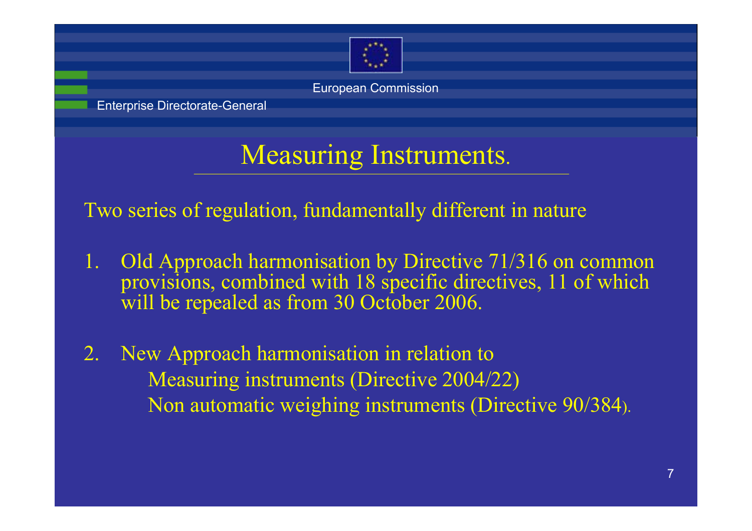# Measuring Instruments.

Two series of regulation, fundamentally different in nature

1. Old Approach harmonisation by Directive 71/316 on common provisions, combined with 18 specific directives, 11 of which will be repealed as from 30 October 2006.

2. New Approach harmonisation in relation to
   - Measuring instruments (Directive 2004/22)
   - Non automatic weighing instruments (Directive 90/384).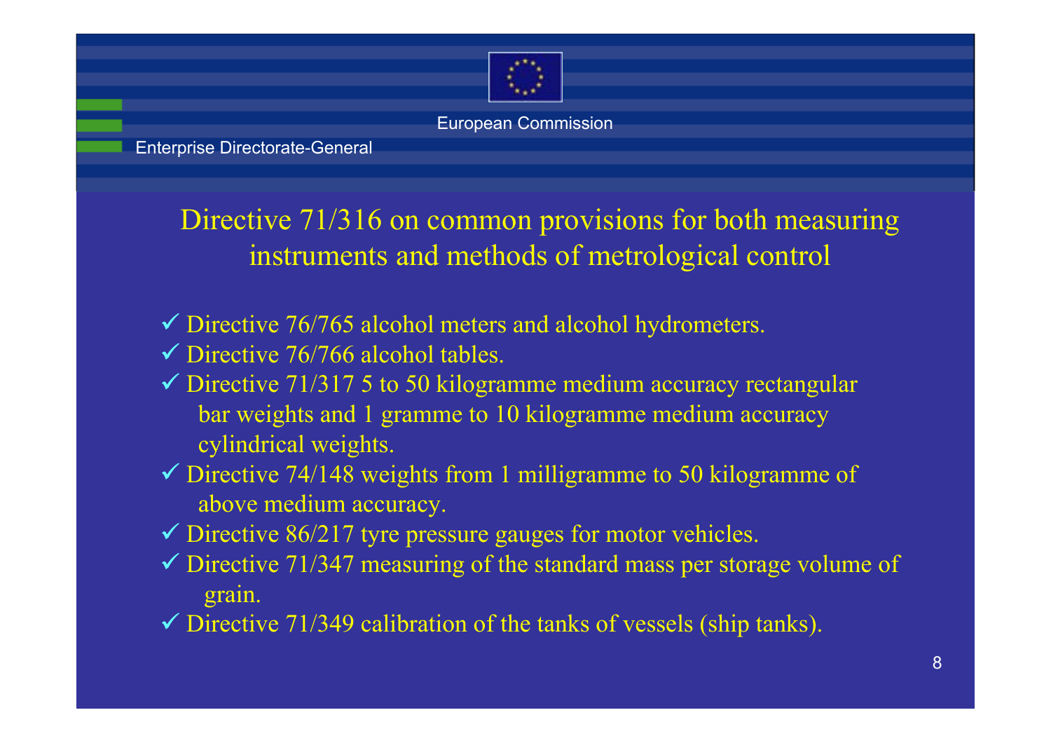# Directive 71/316 on common provisions for both measuring instruments and methods of metrological control

- ✓ Directive 76/765 alcohol meters and alcohol hydrometers.
- ✓ Directive 76/766 alcohol tables.
- ✓ Directive 71/317 5 to 50 kilogramme medium accuracy rectangular bar weights and 1 gramme to 10 kilogramme medium accuracy cylindrical weights.
- ✓ Directive 74/148 weights from 1 milligramme to 50 kilogramme of above medium accuracy.
- ✓ Directive 86/217 tyre pressure gauges for motor vehicles.
- ✓ Directive 71/347 measuring of the standard mass per storage volume of grain.
- ✓ Directive 71/349 calibration of the tanks of vessels (ship tanks).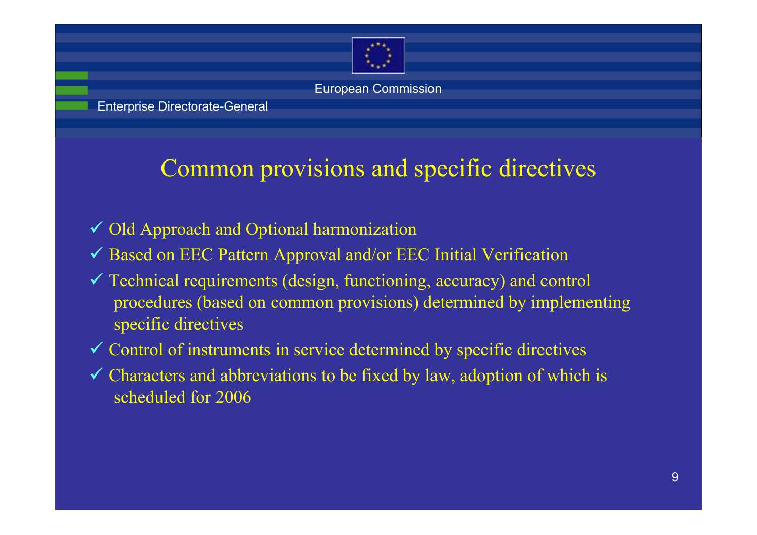European Commission

Enterprise Directorate-General

# Common provisions and specific directives

- ✓ Old Approach and Optional harmonization
- ✓ Based on EEC Pattern Approval and/or EEC Initial Verification
- ✓ Technical requirements (design, functioning, accuracy) and control procedures (based on common provisions) determined by implementing specific directives
- ✓ Control of instruments in service determined by specific directives
- ✓ Characters and abbreviations to be fixed by law, adoption of which is scheduled for 2006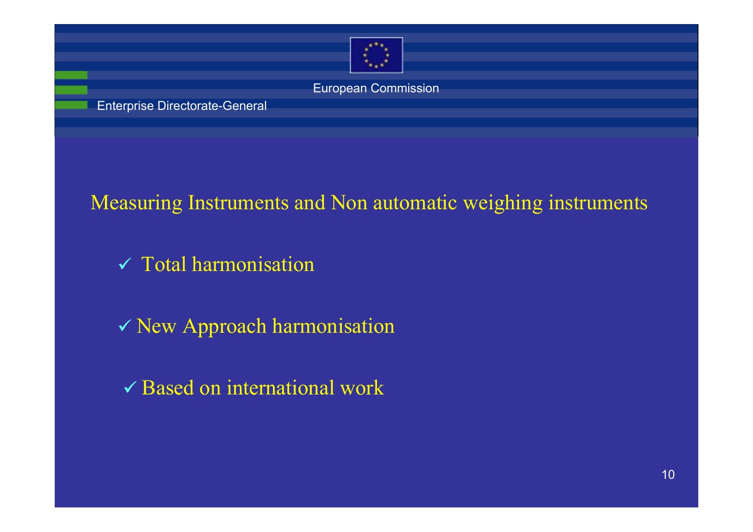## Measuring Instruments and Non automatic weighing instruments

- ✓ Total harmonisation
- ✓ New Approach harmonisation
- ✓ Based on international work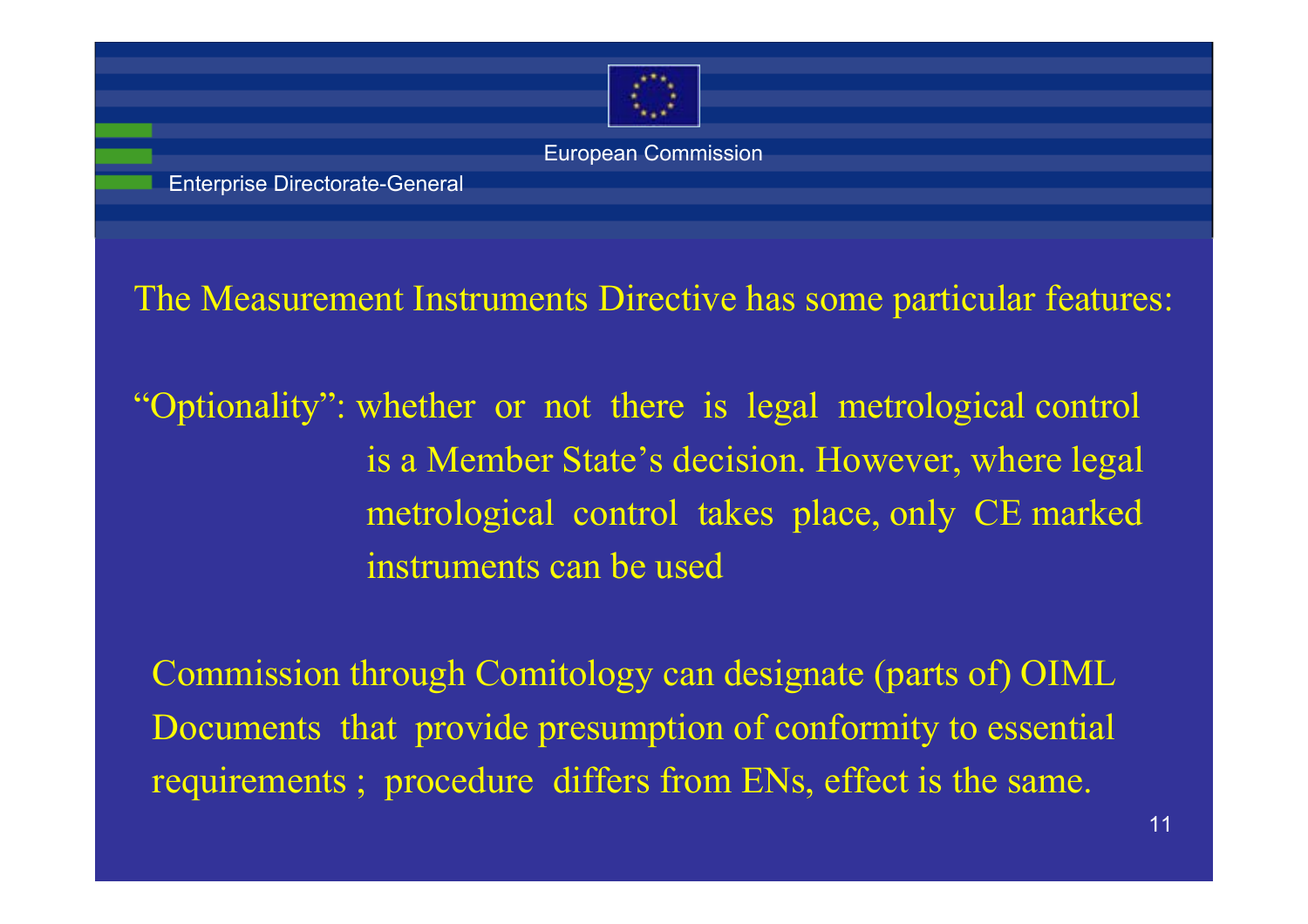European Commission

Enterprise Directorate-General

The Measurement Instruments Directive has some particular features:

"Optionality": whether or not there is legal metrological control is a Member State's decision. However, where legal metrological control takes place, only CE marked instruments can be used

Commission through Comitology can designate (parts of) OIML Documents that provide presumption of conformity to essential requirements ; procedure differs from ENs, effect is the same.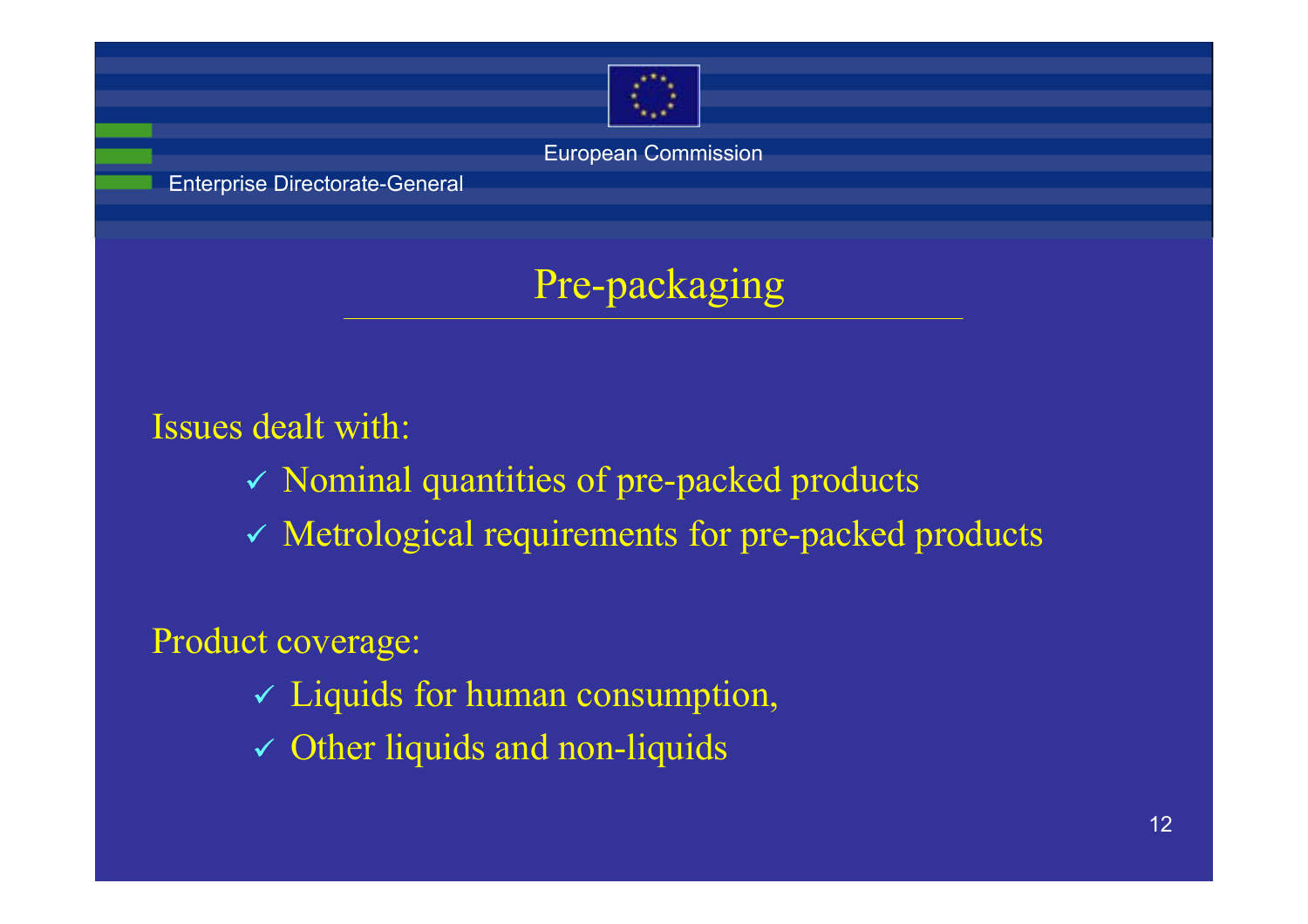# Pre-packaging

Issues dealt with:

- ✓ Nominal quantities of pre-packed products
- ✓ Metrological requirements for pre-packed products

Product coverage:

- ✓ Liquids for human consumption,
- ✓ Other liquids and non-liquids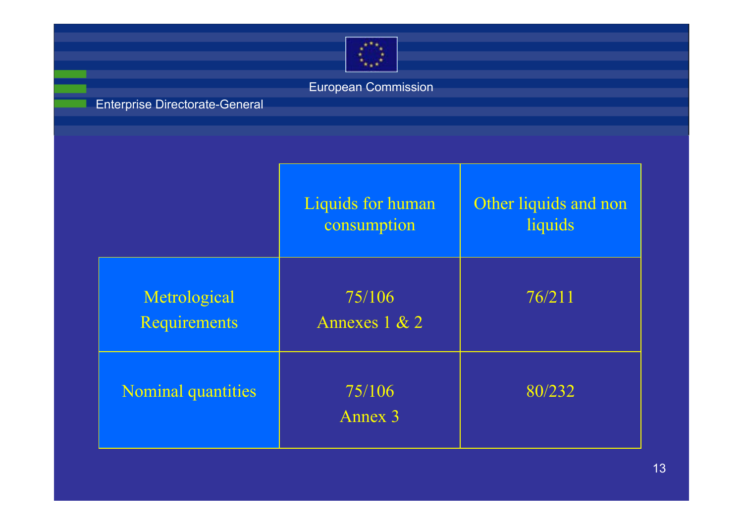| | Liquids for human consumption | Other liquids and non liquids |
|---|---|---|
| Metrological Requirements | 75/106 Annexes 1 & 2 | 76/211 |
| Nominal quantities | 75/106 Annex 3 | 80/232 |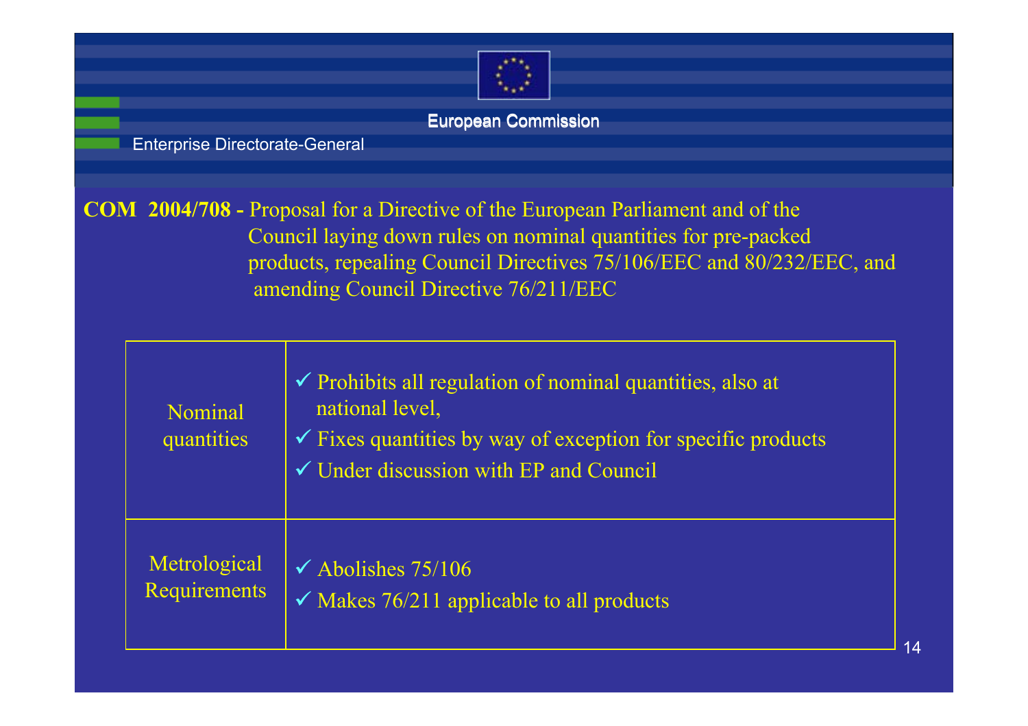**COM 2004/708 -** Proposal for a Directive of the European Parliament and of the Council laying down rules on nominal quantities for pre-packed products, repealing Council Directives 75/106/EEC and 80/232/EEC, and amending Council Directive 76/211/EEC

| | |
|---|---|
| Nominal quantities | ✓ Prohibits all regulation of nominal quantities, also at national level,<br>✓ Fixes quantities by way of exception for specific products<br>✓ Under discussion with EP and Council |
| Metrological Requirements | ✓ Abolishes 75/106<br>✓ Makes 76/211 applicable to all products |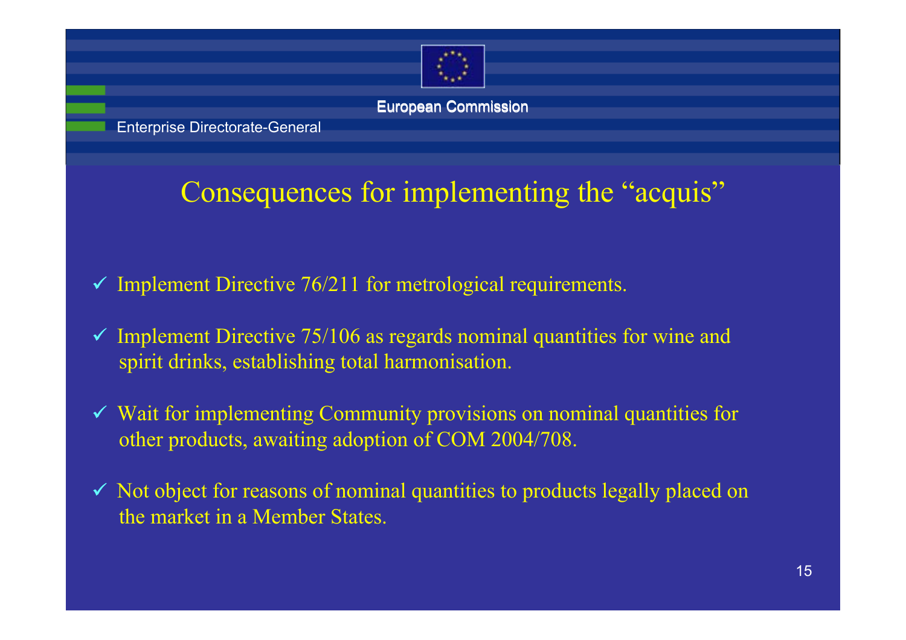European Commission

Enterprise Directorate-General

# Consequences for implementing the "acquis"

- ✓ Implement Directive 76/211 for metrological requirements.
- ✓ Implement Directive 75/106 as regards nominal quantities for wine and spirit drinks, establishing total harmonisation.
- ✓ Wait for implementing Community provisions on nominal quantities for other products, awaiting adoption of COM 2004/708.
- ✓ Not object for reasons of nominal quantities to products legally placed on the market in a Member States.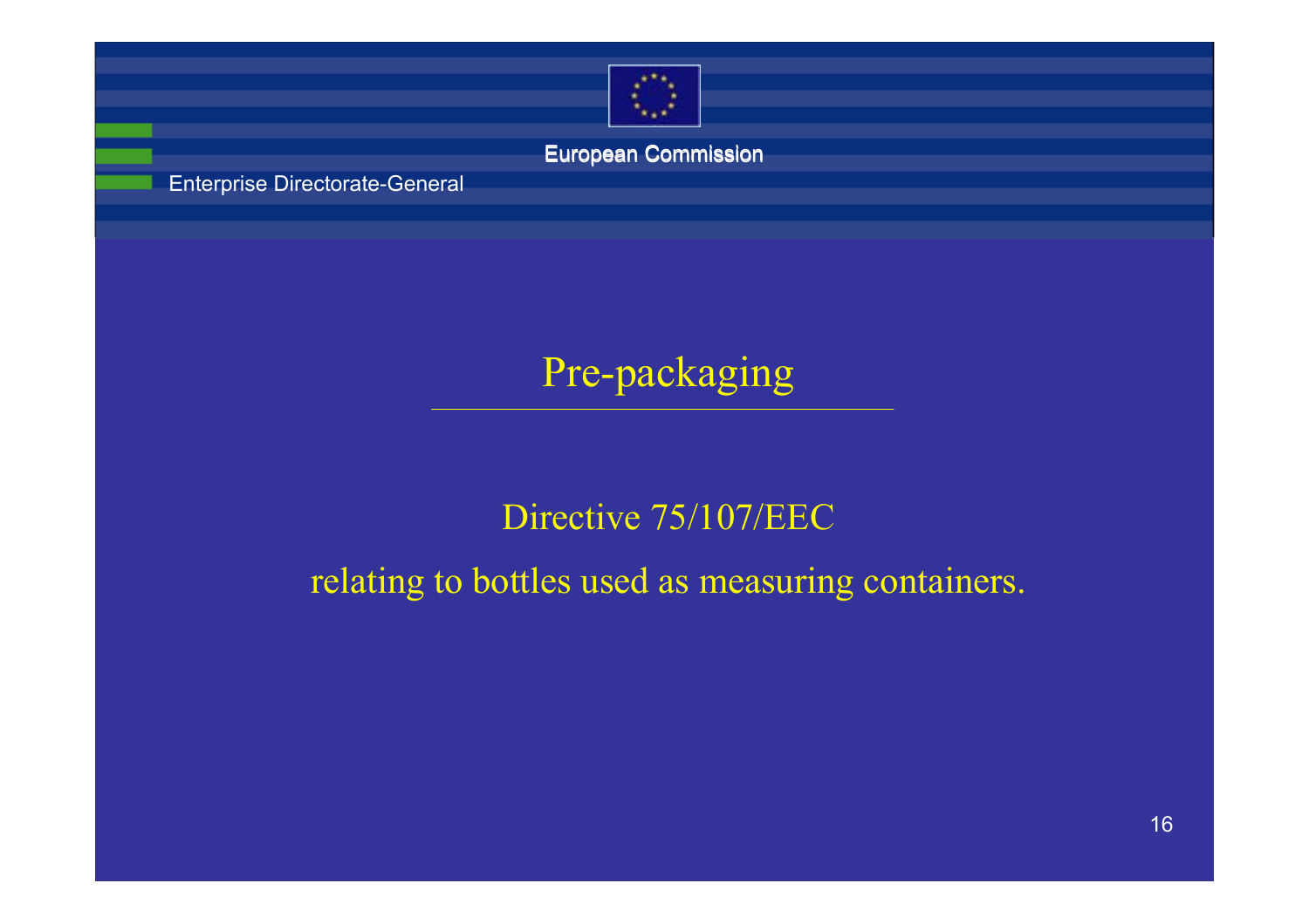# Pre-packaging

Directive 75/107/EEC

relating to bottles used as measuring containers.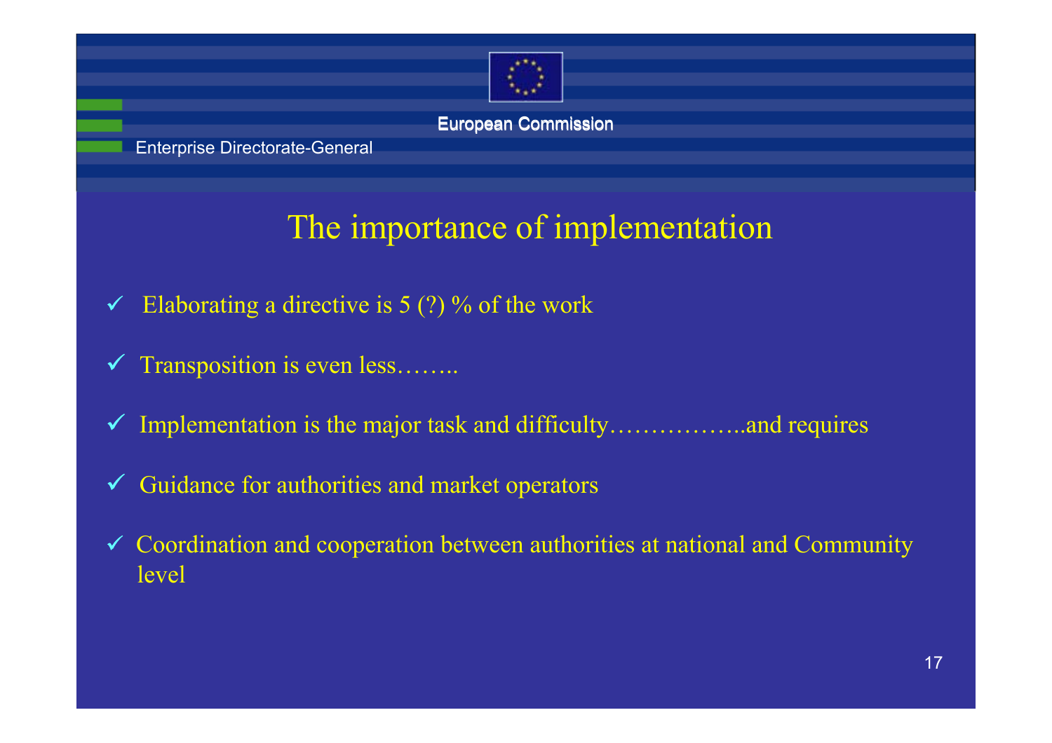# The importance of implementation

- ✓ Elaborating a directive is 5 (?) % of the work
- ✓ Transposition is even less……..
- ✓ Implementation is the major task and difficulty……………..and requires
- ✓ Guidance for authorities and market operators
- ✓ Coordination and cooperation between authorities at national and Community level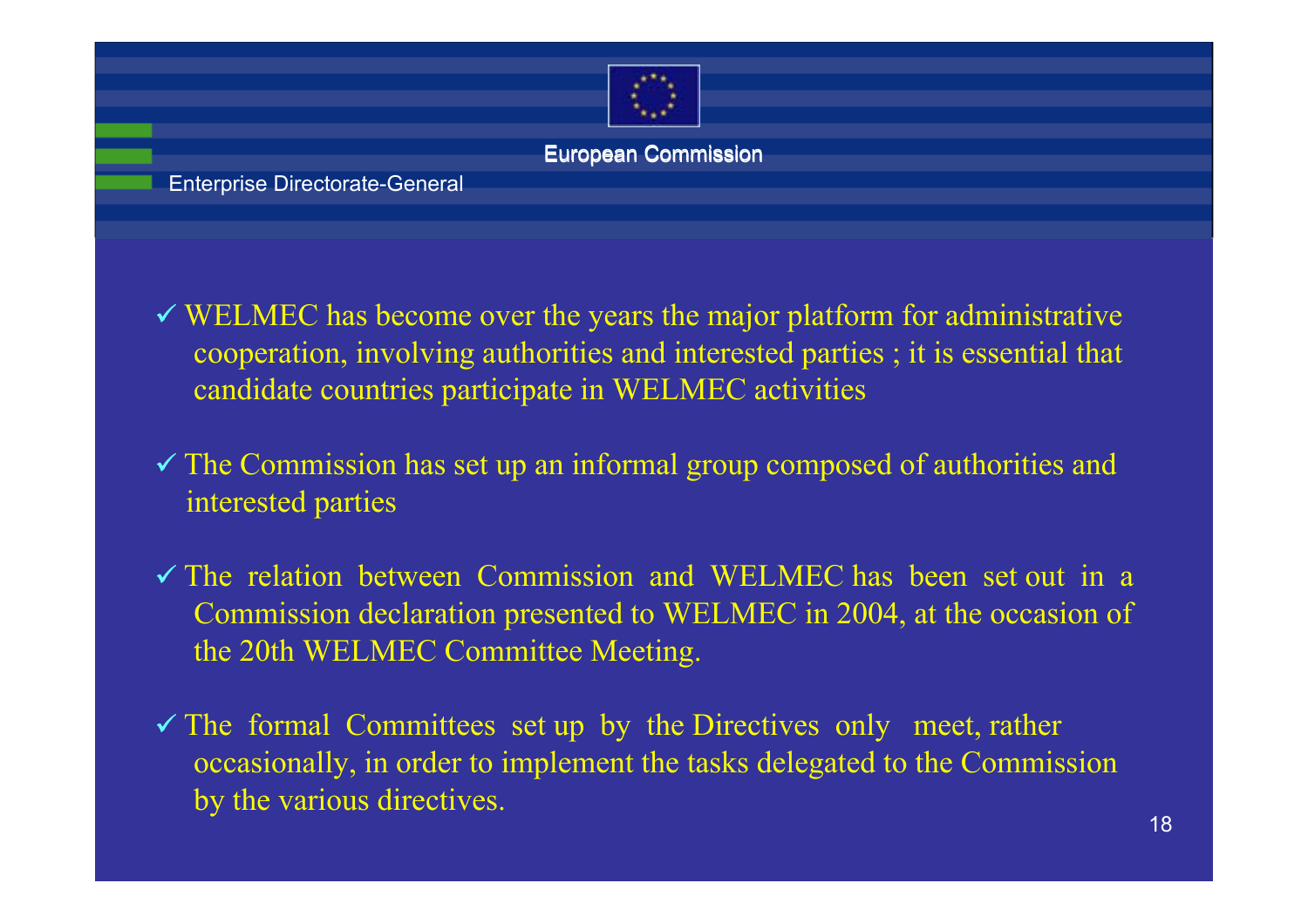European Commission

Enterprise Directorate-General

- ✓ WELMEC has become over the years the major platform for administrative cooperation, involving authorities and interested parties ; it is essential that candidate countries participate in WELMEC activities
- ✓ The Commission has set up an informal group composed of authorities and interested parties
- ✓ The relation between Commission and WELMEC has been set out in a Commission declaration presented to WELMEC in 2004, at the occasion of the 20th WELMEC Committee Meeting.
- ✓ The formal Committees set up by the Directives only meet, rather occasionally, in order to implement the tasks delegated to the Commission by the various directives.